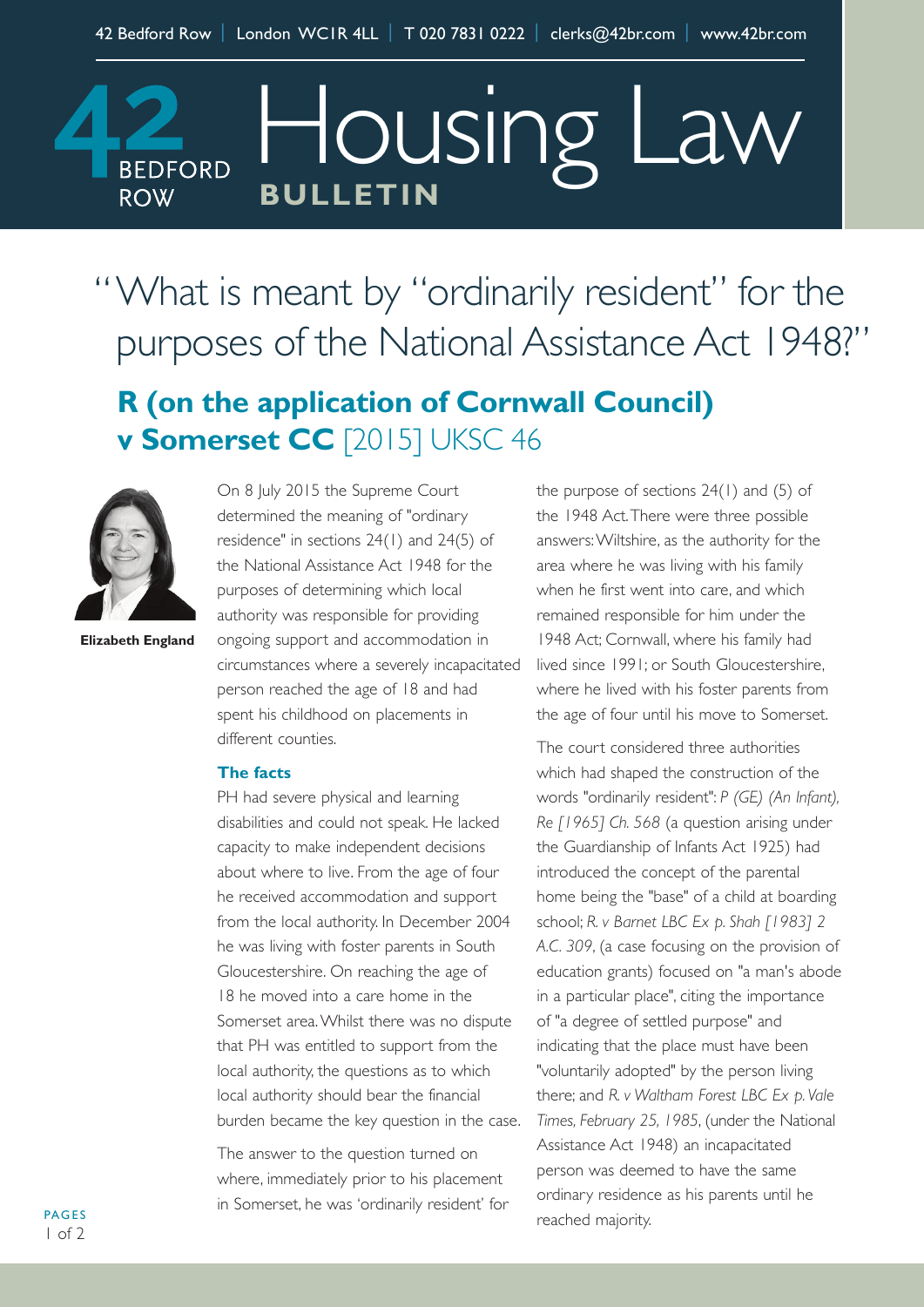# Housing Law BULLETIN

## "What is meant by "ordinarily resident" for the purposes of the National Assistance Act 1948?"

### R (on the application of Cornwall Council) v Somerset CC [2015] UKSC 46

**Elizabeth England**

On 8 July 2015 the Supreme Court determined the meaning of "ordinary residence" in sections 24(1) and 24(5) of the National Assistance Act 1948 for the purposes of determining which local authority was responsible for providing ongoing support and accommodation in circumstances where a severely incapacitated person reached the age of 18 and had spent his childhood on placements in different counties.

#### The facts

PH had severe physical and learning disabilities and could not speak. He lacked capacity to make independent decisions about where to live. From the age of four he received accommodation and support from the local authority. In December 2004 he was living with foster parents in South Gloucestershire. On reaching the age of 18 he moved into a care home in the Somerset area. Whilst there was no dispute that PH was entitled to support from the local authority, the questions as to which local authority should bear the financial burden became the key question in the case.

The answer to the question turned on where, immediately prior to his placement in Somerset, he was 'ordinarily resident' for the purpose of sections 24(1) and (5) of the 1948 Act. There were three possible answers: Wiltshire, as the authority for the area where he was living with his family when he first went into care, and which remained responsible for him under the 1948 Act; Cornwall, where his family had lived since 1991; or South Gloucestershire, where he lived with his foster parents from the age of four until his move to Somerset.

The court considered three authorities which had shaped the construction of the words "ordinarily resident": *P (GE) (An Infant), Re [1965] Ch. 568* (a question arising under the Guardianship of Infants Act 1925) had introduced the concept of the parental home being the "base" of a child at boarding school; *R. v Barnet LBC Ex p. Shah [1983] 2 A.C. 309*, (a case focusing on the provision of education grants) focused on "a man's abode in a particular place", citing the importance of "a degree of settled purpose" and indicating that the place must have been "voluntarily adopted" by the person living there; and *R. v Waltham Forest LBC Ex p. Vale Times, February 25, 1985*, (under the National Assistance Act 1948) an incapacitated person was deemed to have the same ordinary residence as his parents until he reached majority.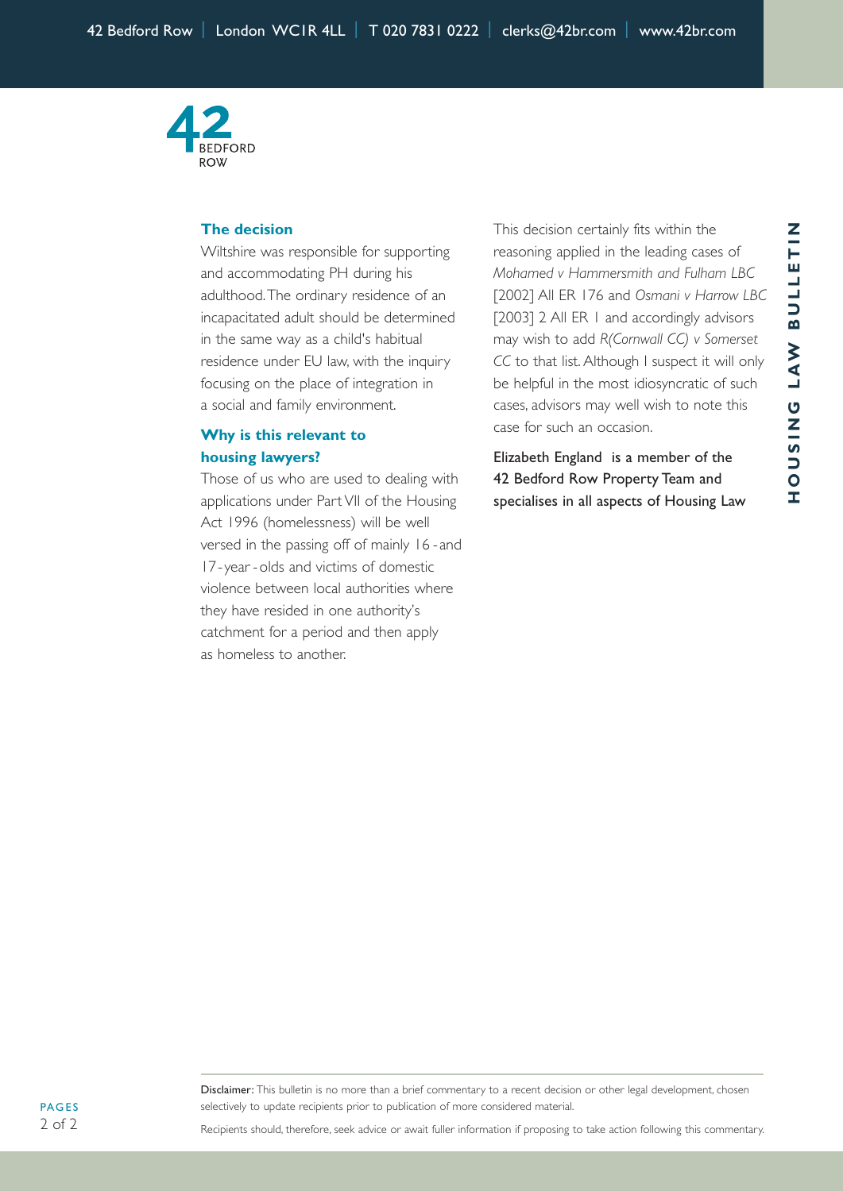### The decision

Wiltshire was responsible for supporting and accommodating PH during his adulthood. The ordinary residence of an incapacitated adult should be determined in the same way as a child's habitual residence under EU law, with the inquiry focusing on the place of integration in a social and family environment.

### Why is this relevant to housing lawyers?

Those of us who are used to dealing with applications under Part VII of the Housing Act 1996 (homelessness) will be well versed in the passing off of mainly 16-and 17-year-olds and victims of domestic violence between local authorities where they have resided in one authority's catchment for a period and then apply as homeless to another.

This decision certainly fits within the reasoning applied in the leading cases of *Mohamed v Hammersmith and Fulham LBC* [2002] All ER 176 and *Osmani v Harrow LBC* [2003] 2 All ER 1 and accordingly advisors may wish to add *R(Cornwall CC) v Somerset CC* to that list. Although I suspect it will only be helpful in the most idiosyncratic of such cases, advisors may well wish to note this case for such an occasion.

Elizabeth England is a member of the 42 Bedford Row Property Team and specialises in all aspects of Housing Law

**Disclaimer:** This bulletin is no more than a brief commentary to a recent decision or other legal development, chosen selectively to update recipients prior to publication of more considered material.

Recipients should, therefore, seek advice or await fuller information if proposing to take action following this commentary.